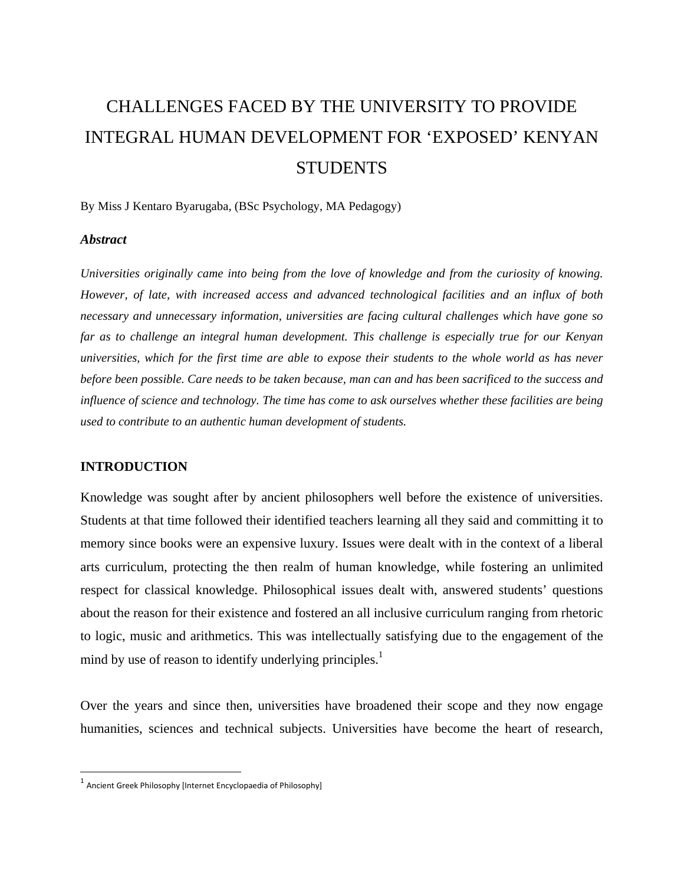# CHALLENGES FACED BY THE UNIVERSITY TO PROVIDE INTEGRAL HUMAN DEVELOPMENT FOR 'EXPOSED' KENYAN STUDENTS

By Miss J Kentaro Byarugaba, (BSc Psychology, MA Pedagogy)

***Abstract***

*Universities originally came into being from the love of knowledge and from the curiosity of knowing. However, of late, with increased access and advanced technological facilities and an influx of both necessary and unnecessary information, universities are facing cultural challenges which have gone so far as to challenge an integral human development. This challenge is especially true for our Kenyan universities, which for the first time are able to expose their students to the whole world as has never before been possible. Care needs to be taken because, man can and has been sacrificed to the success and influence of science and technology. The time has come to ask ourselves whether these facilities are being used to contribute to an authentic human development of students.*

## INTRODUCTION

Knowledge was sought after by ancient philosophers well before the existence of universities. Students at that time followed their identified teachers learning all they said and committing it to memory since books were an expensive luxury. Issues were dealt with in the context of a liberal arts curriculum, protecting the then realm of human knowledge, while fostering an unlimited respect for classical knowledge. Philosophical issues dealt with, answered students' questions about the reason for their existence and fostered an all inclusive curriculum ranging from rhetoric to logic, music and arithmetics. This was intellectually satisfying due to the engagement of the mind by use of reason to identify underlying principles.[1]

Over the years and since then, universities have broadened their scope and they now engage humanities, sciences and technical subjects. Universities have become the heart of research,

[1] Ancient Greek Philosophy [Internet Encyclopaedia of Philosophy]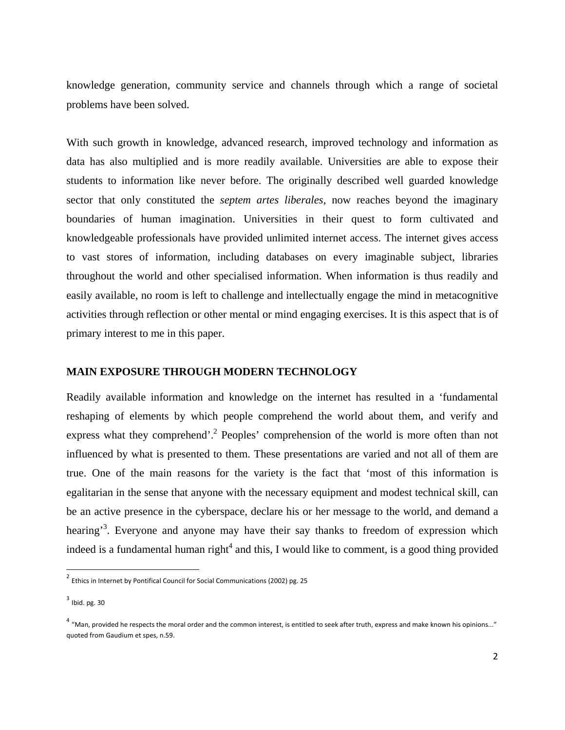knowledge generation, community service and channels through which a range of societal problems have been solved.

With such growth in knowledge, advanced research, improved technology and information as data has also multiplied and is more readily available. Universities are able to expose their students to information like never before. The originally described well guarded knowledge sector that only constituted the *septem artes liberales*, now reaches beyond the imaginary boundaries of human imagination. Universities in their quest to form cultivated and knowledgeable professionals have provided unlimited internet access. The internet gives access to vast stores of information, including databases on every imaginable subject, libraries throughout the world and other specialised information. When information is thus readily and easily available, no room is left to challenge and intellectually engage the mind in metacognitive activities through reflection or other mental or mind engaging exercises. It is this aspect that is of primary interest to me in this paper.

**MAIN EXPOSURE THROUGH MODERN TECHNOLOGY**

Readily available information and knowledge on the internet has resulted in a 'fundamental reshaping of elements by which people comprehend the world about them, and verify and express what they comprehend'.[2] Peoples' comprehension of the world is more often than not influenced by what is presented to them. These presentations are varied and not all of them are true. One of the main reasons for the variety is the fact that 'most of this information is egalitarian in the sense that anyone with the necessary equipment and modest technical skill, can be an active presence in the cyberspace, declare his or her message to the world, and demand a hearing'[3]. Everyone and anyone may have their say thanks to freedom of expression which indeed is a fundamental human right[4] and this, I would like to comment, is a good thing provided

---

[2] Ethics in Internet by Pontifical Council for Social Communications (2002) pg. 25

[3] Ibid. pg. 30

[4] "Man, provided he respects the moral order and the common interest, is entitled to seek after truth, express and make known his opinions..." quoted from Gaudium et spes, n.59.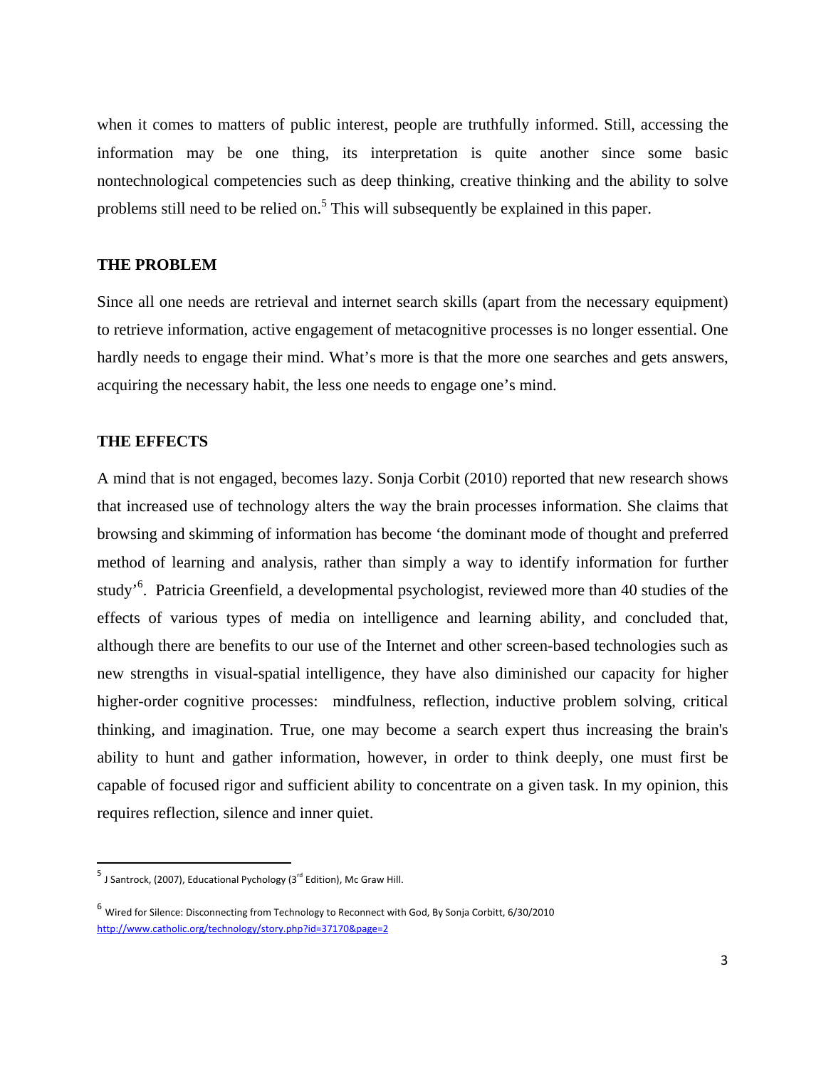when it comes to matters of public interest, people are truthfully informed. Still, accessing the information may be one thing, its interpretation is quite another since some basic nontechnological competencies such as deep thinking, creative thinking and the ability to solve problems still need to be relied on.[5] This will subsequently be explained in this paper.

## THE PROBLEM

Since all one needs are retrieval and internet search skills (apart from the necessary equipment) to retrieve information, active engagement of metacognitive processes is no longer essential. One hardly needs to engage their mind. What's more is that the more one searches and gets answers, acquiring the necessary habit, the less one needs to engage one's mind.

## THE EFFECTS

A mind that is not engaged, becomes lazy. Sonja Corbit (2010) reported that new research shows that increased use of technology alters the way the brain processes information. She claims that browsing and skimming of information has become 'the dominant mode of thought and preferred method of learning and analysis, rather than simply a way to identify information for further study'[6]. Patricia Greenfield, a developmental psychologist, reviewed more than 40 studies of the effects of various types of media on intelligence and learning ability, and concluded that, although there are benefits to our use of the Internet and other screen-based technologies such as new strengths in visual-spatial intelligence, they have also diminished our capacity for higher higher-order cognitive processes: mindfulness, reflection, inductive problem solving, critical thinking, and imagination. True, one may become a search expert thus increasing the brain's ability to hunt and gather information, however, in order to think deeply, one must first be capable of focused rigor and sufficient ability to concentrate on a given task. In my opinion, this requires reflection, silence and inner quiet.

---

[5] J Santrock, (2007), Educational Pychology (3rd Edition), Mc Graw Hill.

[6] Wired for Silence: Disconnecting from Technology to Reconnect with God, By Sonja Corbitt, 6/30/2010 http://www.catholic.org/technology/story.php?id=37170&page=2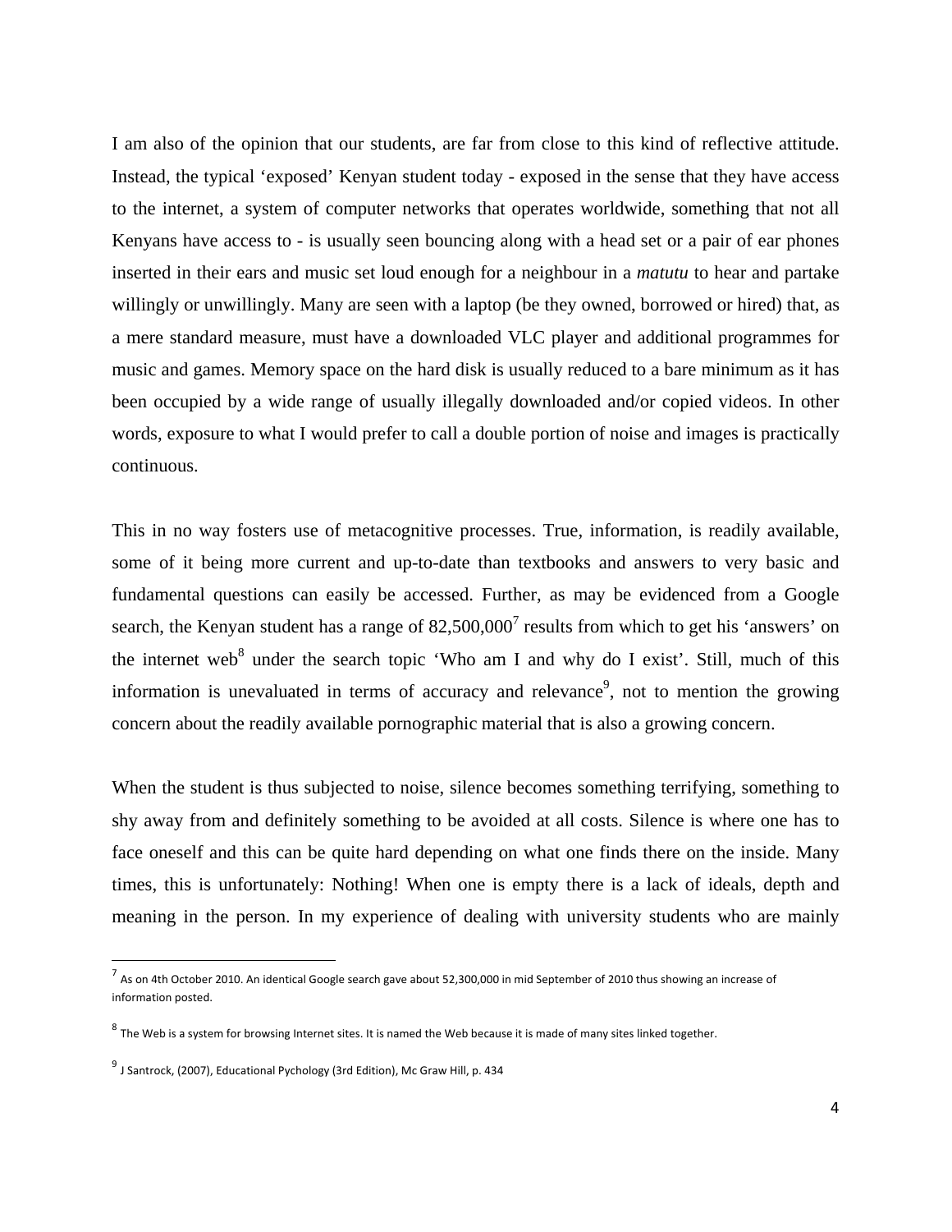I am also of the opinion that our students, are far from close to this kind of reflective attitude. Instead, the typical 'exposed' Kenyan student today - exposed in the sense that they have access to the internet, a system of computer networks that operates worldwide, something that not all Kenyans have access to - is usually seen bouncing along with a head set or a pair of ear phones inserted in their ears and music set loud enough for a neighbour in a *matutu* to hear and partake willingly or unwillingly. Many are seen with a laptop (be they owned, borrowed or hired) that, as a mere standard measure, must have a downloaded VLC player and additional programmes for music and games. Memory space on the hard disk is usually reduced to a bare minimum as it has been occupied by a wide range of usually illegally downloaded and/or copied videos. In other words, exposure to what I would prefer to call a double portion of noise and images is practically continuous.

This in no way fosters use of metacognitive processes. True, information, is readily available, some of it being more current and up-to-date than textbooks and answers to very basic and fundamental questions can easily be accessed. Further, as may be evidenced from a Google search, the Kenyan student has a range of 82,500,000[7] results from which to get his 'answers' on the internet web[8] under the search topic 'Who am I and why do I exist'. Still, much of this information is unevaluated in terms of accuracy and relevance[9], not to mention the growing concern about the readily available pornographic material that is also a growing concern.

When the student is thus subjected to noise, silence becomes something terrifying, something to shy away from and definitely something to be avoided at all costs. Silence is where one has to face oneself and this can be quite hard depending on what one finds there on the inside. Many times, this is unfortunately: Nothing! When one is empty there is a lack of ideals, depth and meaning in the person. In my experience of dealing with university students who are mainly

---

[7] As on 4th October 2010. An identical Google search gave about 52,300,000 in mid September of 2010 thus showing an increase of information posted.

[8] The Web is a system for browsing Internet sites. It is named the Web because it is made of many sites linked together.

[9] J Santrock, (2007), Educational Pychology (3rd Edition), Mc Graw Hill, p. 434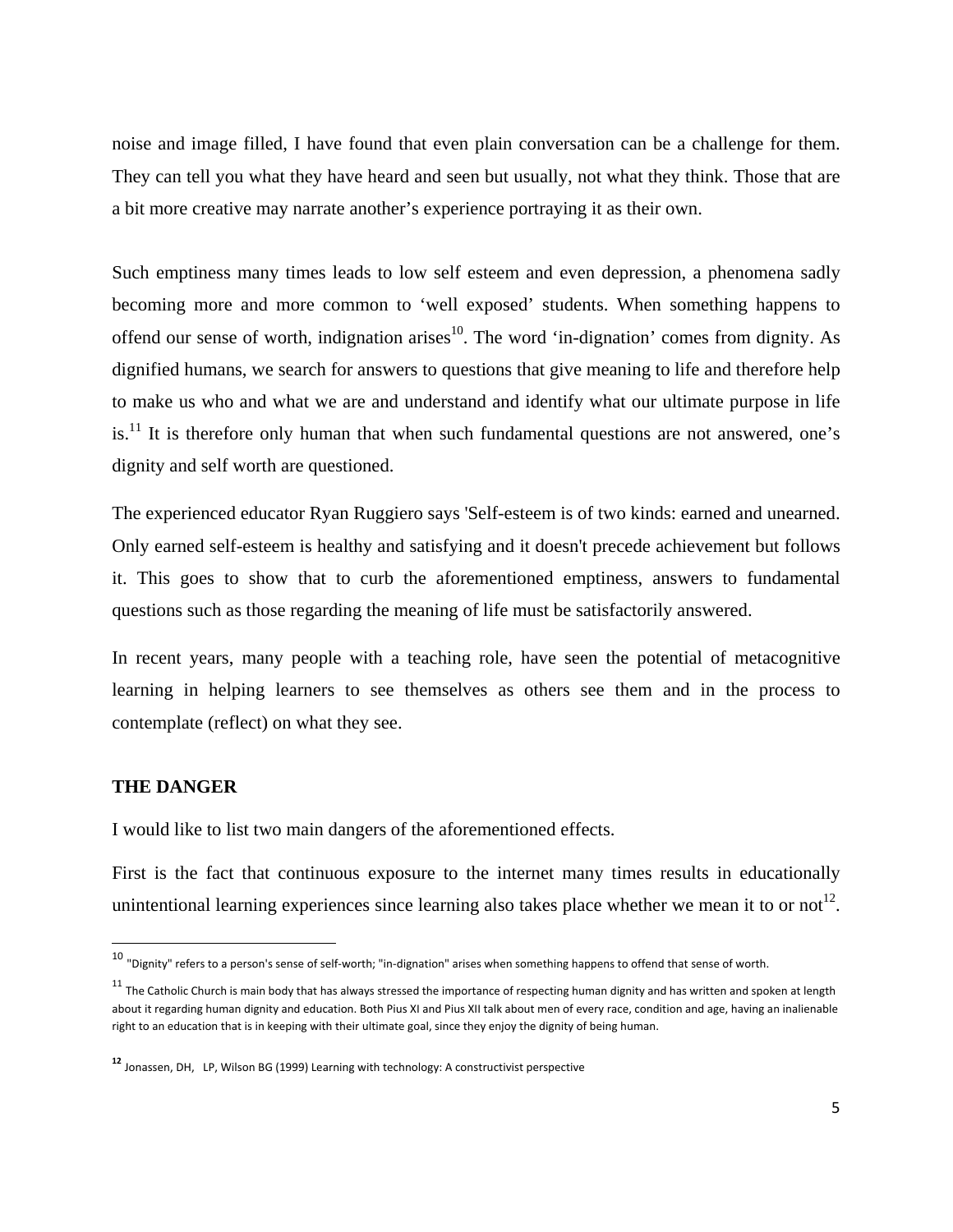noise and image filled, I have found that even plain conversation can be a challenge for them. They can tell you what they have heard and seen but usually, not what they think. Those that are a bit more creative may narrate another's experience portraying it as their own.

Such emptiness many times leads to low self esteem and even depression, a phenomena sadly becoming more and more common to 'well exposed' students. When something happens to offend our sense of worth, indignation arises[10]. The word 'in-dignation' comes from dignity. As dignified humans, we search for answers to questions that give meaning to life and therefore help to make us who and what we are and understand and identify what our ultimate purpose in life is.[11] It is therefore only human that when such fundamental questions are not answered, one's dignity and self worth are questioned.

The experienced educator Ryan Ruggiero says 'Self-esteem is of two kinds: earned and unearned. Only earned self-esteem is healthy and satisfying and it doesn't precede achievement but follows it. This goes to show that to curb the aforementioned emptiness, answers to fundamental questions such as those regarding the meaning of life must be satisfactorily answered.

In recent years, many people with a teaching role, have seen the potential of metacognitive learning in helping learners to see themselves as others see them and in the process to contemplate (reflect) on what they see.

**THE DANGER**

I would like to list two main dangers of the aforementioned effects.

First is the fact that continuous exposure to the internet many times results in educationally unintentional learning experiences since learning also takes place whether we mean it to or not[12].

---

[10] "Dignity" refers to a person's sense of self-worth; "in-dignation" arises when something happens to offend that sense of worth.

[11] The Catholic Church is main body that has always stressed the importance of respecting human dignity and has written and spoken at length about it regarding human dignity and education. Both Pius XI and Pius XII talk about men of every race, condition and age, having an inalienable right to an education that is in keeping with their ultimate goal, since they enjoy the dignity of being human.

[12] Jonassen, DH, LP, Wilson BG (1999) Learning with technology: A constructivist perspective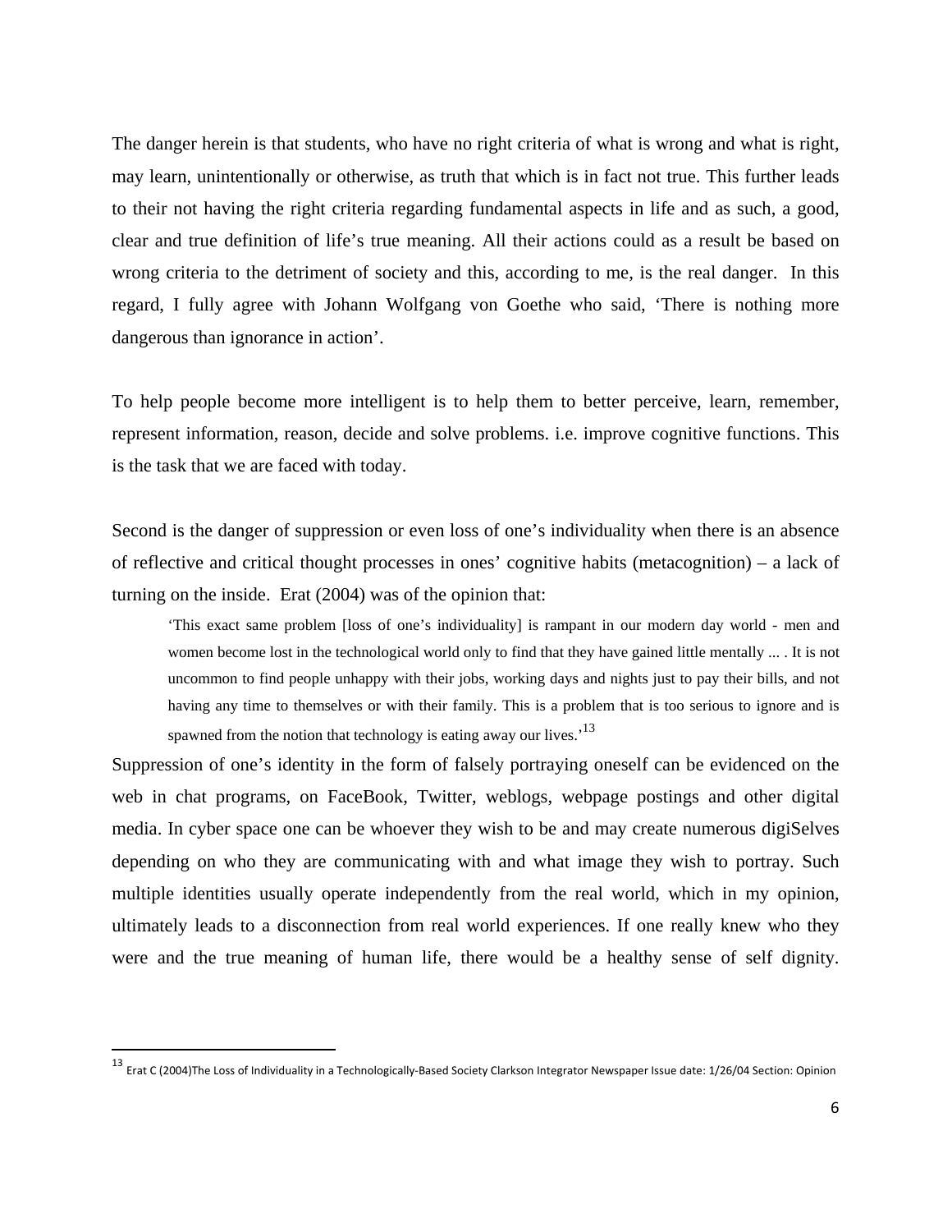The danger herein is that students, who have no right criteria of what is wrong and what is right, may learn, unintentionally or otherwise, as truth that which is in fact not true. This further leads to their not having the right criteria regarding fundamental aspects in life and as such, a good, clear and true definition of life's true meaning. All their actions could as a result be based on wrong criteria to the detriment of society and this, according to me, is the real danger. In this regard, I fully agree with Johann Wolfgang von Goethe who said, 'There is nothing more dangerous than ignorance in action'.

To help people become more intelligent is to help them to better perceive, learn, remember, represent information, reason, decide and solve problems. i.e. improve cognitive functions. This is the task that we are faced with today.

Second is the danger of suppression or even loss of one's individuality when there is an absence of reflective and critical thought processes in ones' cognitive habits (metacognition) – a lack of turning on the inside. Erat (2004) was of the opinion that:

> 'This exact same problem [loss of one's individuality] is rampant in our modern day world - men and women become lost in the technological world only to find that they have gained little mentally ... . It is not uncommon to find people unhappy with their jobs, working days and nights just to pay their bills, and not having any time to themselves or with their family. This is a problem that is too serious to ignore and is spawned from the notion that technology is eating away our lives.'[13]

Suppression of one's identity in the form of falsely portraying oneself can be evidenced on the web in chat programs, on FaceBook, Twitter, weblogs, webpage postings and other digital media. In cyber space one can be whoever they wish to be and may create numerous digiSelves depending on who they are communicating with and what image they wish to portray. Such multiple identities usually operate independently from the real world, which in my opinion, ultimately leads to a disconnection from real world experiences. If one really knew who they were and the true meaning of human life, there would be a healthy sense of self dignity.

---

[13] Erat C (2004)The Loss of Individuality in a Technologically-Based Society Clarkson Integrator Newspaper Issue date: 1/26/04 Section: Opinion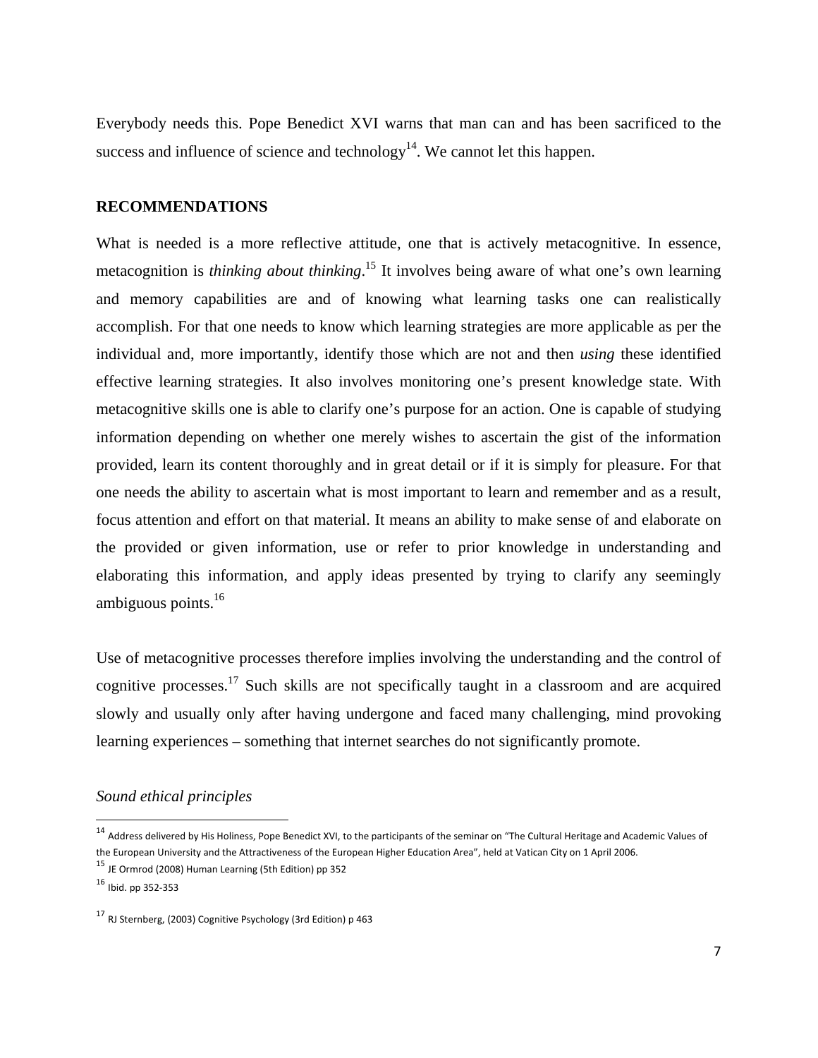Everybody needs this. Pope Benedict XVI warns that man can and has been sacrificed to the success and influence of science and technology[14]. We cannot let this happen.

## RECOMMENDATIONS

What is needed is a more reflective attitude, one that is actively metacognitive. In essence, metacognition is *thinking about thinking*.[15] It involves being aware of what one's own learning and memory capabilities are and of knowing what learning tasks one can realistically accomplish. For that one needs to know which learning strategies are more applicable as per the individual and, more importantly, identify those which are not and then *using* these identified effective learning strategies. It also involves monitoring one's present knowledge state. With metacognitive skills one is able to clarify one's purpose for an action. One is capable of studying information depending on whether one merely wishes to ascertain the gist of the information provided, learn its content thoroughly and in great detail or if it is simply for pleasure. For that one needs the ability to ascertain what is most important to learn and remember and as a result, focus attention and effort on that material. It means an ability to make sense of and elaborate on the provided or given information, use or refer to prior knowledge in understanding and elaborating this information, and apply ideas presented by trying to clarify any seemingly ambiguous points.[16]

Use of metacognitive processes therefore implies involving the understanding and the control of cognitive processes.[17] Such skills are not specifically taught in a classroom and are acquired slowly and usually only after having undergone and faced many challenging, mind provoking learning experiences – something that internet searches do not significantly promote.

*Sound ethical principles*

---

[14] Address delivered by His Holiness, Pope Benedict XVI, to the participants of the seminar on "The Cultural Heritage and Academic Values of the European University and the Attractiveness of the European Higher Education Area", held at Vatican City on 1 April 2006.

[15] JE Ormrod (2008) Human Learning (5th Edition) pp 352

[16] Ibid. pp 352-353

[17] RJ Sternberg, (2003) Cognitive Psychology (3rd Edition) p 463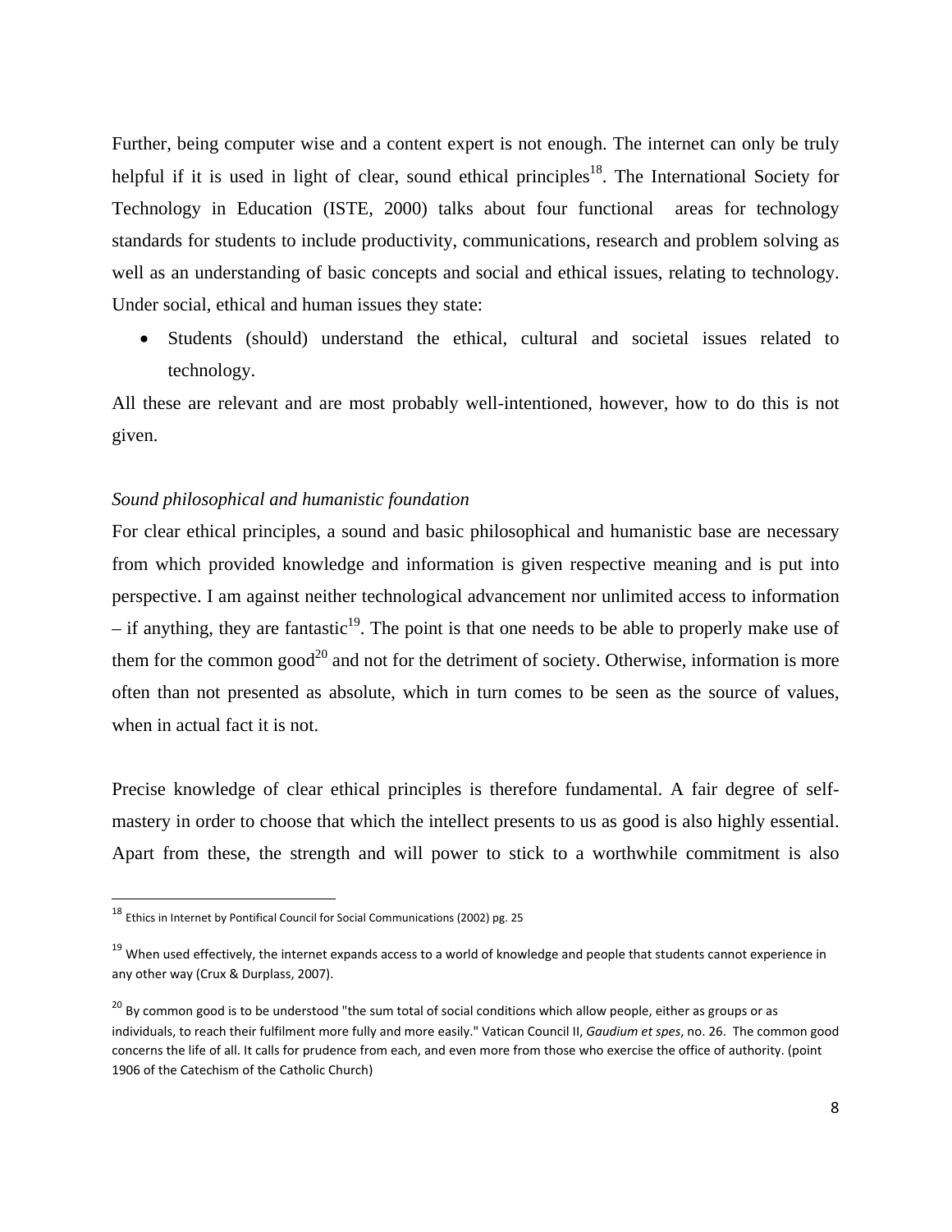Further, being computer wise and a content expert is not enough. The internet can only be truly helpful if it is used in light of clear, sound ethical principles[18]. The International Society for Technology in Education (ISTE, 2000) talks about four functional areas for technology standards for students to include productivity, communications, research and problem solving as well as an understanding of basic concepts and social and ethical issues, relating to technology. Under social, ethical and human issues they state:

- Students (should) understand the ethical, cultural and societal issues related to technology.

All these are relevant and are most probably well-intentioned, however, how to do this is not given.

*Sound philosophical and humanistic foundation*

For clear ethical principles, a sound and basic philosophical and humanistic base are necessary from which provided knowledge and information is given respective meaning and is put into perspective. I am against neither technological advancement nor unlimited access to information – if anything, they are fantastic[19]. The point is that one needs to be able to properly make use of them for the common good[20] and not for the detriment of society. Otherwise, information is more often than not presented as absolute, which in turn comes to be seen as the source of values, when in actual fact it is not.

Precise knowledge of clear ethical principles is therefore fundamental. A fair degree of self-mastery in order to choose that which the intellect presents to us as good is also highly essential. Apart from these, the strength and will power to stick to a worthwhile commitment is also

---

[18] Ethics in Internet by Pontifical Council for Social Communications (2002) pg. 25

[19] When used effectively, the internet expands access to a world of knowledge and people that students cannot experience in any other way (Crux & Durplass, 2007).

[20] By common good is to be understood "the sum total of social conditions which allow people, either as groups or as individuals, to reach their fulfilment more fully and more easily." Vatican Council II, *Gaudium et spes*, no. 26. The common good concerns the life of all. It calls for prudence from each, and even more from those who exercise the office of authority. (point 1906 of the Catechism of the Catholic Church)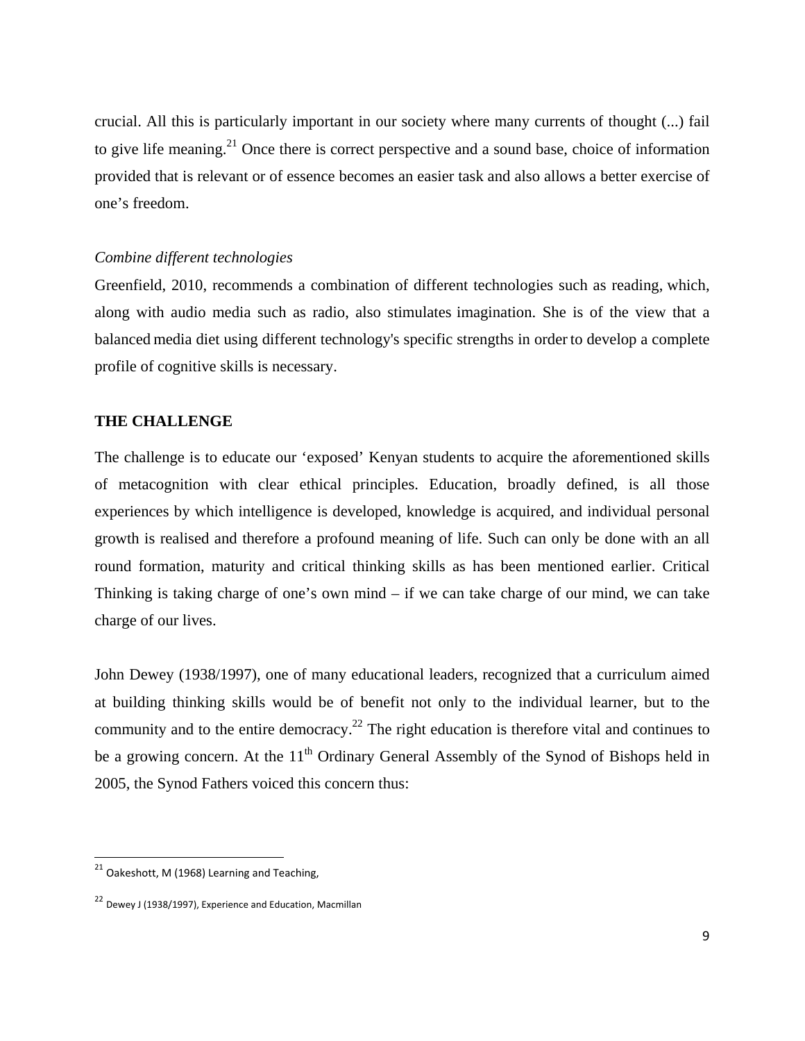crucial. All this is particularly important in our society where many currents of thought (...) fail to give life meaning.[21] Once there is correct perspective and a sound base, choice of information provided that is relevant or of essence becomes an easier task and also allows a better exercise of one's freedom.

*Combine different technologies*

Greenfield, 2010, recommends a combination of different technologies such as reading, which, along with audio media such as radio, also stimulates imagination. She is of the view that a balanced media diet using different technology's specific strengths in order to develop a complete profile of cognitive skills is necessary.

**THE CHALLENGE**

The challenge is to educate our 'exposed' Kenyan students to acquire the aforementioned skills of metacognition with clear ethical principles. Education, broadly defined, is all those experiences by which intelligence is developed, knowledge is acquired, and individual personal growth is realised and therefore a profound meaning of life. Such can only be done with an all round formation, maturity and critical thinking skills as has been mentioned earlier. Critical Thinking is taking charge of one's own mind – if we can take charge of our mind, we can take charge of our lives.

John Dewey (1938/1997), one of many educational leaders, recognized that a curriculum aimed at building thinking skills would be of benefit not only to the individual learner, but to the community and to the entire democracy.[22] The right education is therefore vital and continues to be a growing concern. At the 11th Ordinary General Assembly of the Synod of Bishops held in 2005, the Synod Fathers voiced this concern thus:

---

[21] Oakeshott, M (1968) Learning and Teaching,

[22] Dewey J (1938/1997), Experience and Education, Macmillan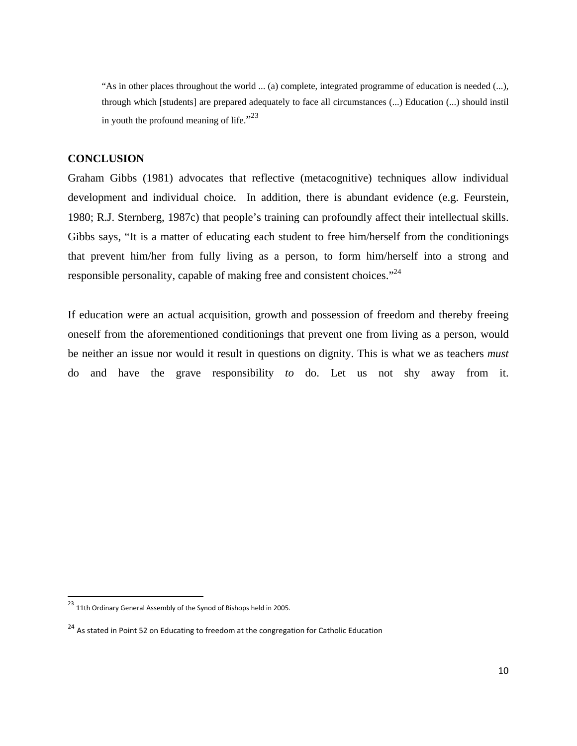> "As in other places throughout the world ... (a) complete, integrated programme of education is needed (...), through which [students] are prepared adequately to face all circumstances (...) Education (...) should instil in youth the profound meaning of life."[23]

## CONCLUSION

Graham Gibbs (1981) advocates that reflective (metacognitive) techniques allow individual development and individual choice. In addition, there is abundant evidence (e.g. Feurstein, 1980; R.J. Sternberg, 1987c) that people's training can profoundly affect their intellectual skills. Gibbs says, "It is a matter of educating each student to free him/herself from the conditionings that prevent him/her from fully living as a person, to form him/herself into a strong and responsible personality, capable of making free and consistent choices."[24]

If education were an actual acquisition, growth and possession of freedom and thereby freeing oneself from the aforementioned conditionings that prevent one from living as a person, would be neither an issue nor would it result in questions on dignity. This is what we as teachers *must* do and have the grave responsibility *to* do. Let us not shy away from it.

---

[23] 11th Ordinary General Assembly of the Synod of Bishops held in 2005.

[24] As stated in Point 52 on Educating to freedom at the congregation for Catholic Education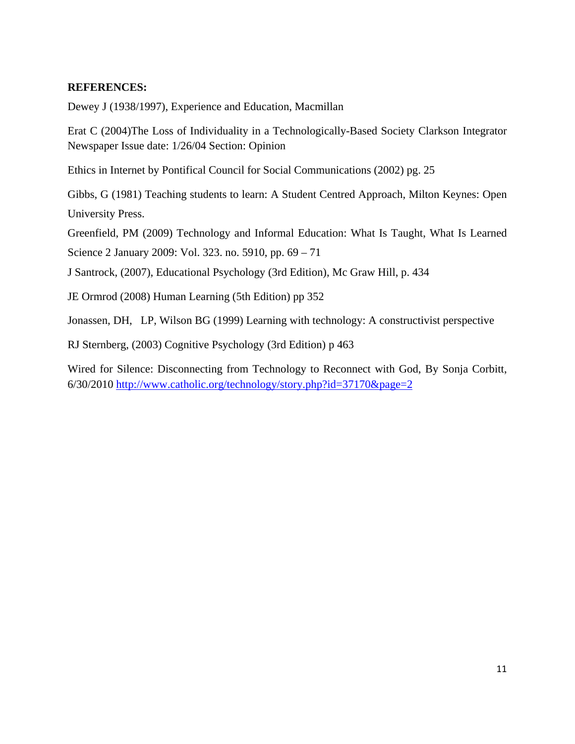**REFERENCES:**

Dewey J (1938/1997), Experience and Education, Macmillan

Erat C (2004)The Loss of Individuality in a Technologically-Based Society Clarkson Integrator Newspaper Issue date: 1/26/04 Section: Opinion

Ethics in Internet by Pontifical Council for Social Communications (2002) pg. 25

Gibbs, G (1981) Teaching students to learn: A Student Centred Approach, Milton Keynes: Open University Press.

Greenfield, PM (2009) Technology and Informal Education: What Is Taught, What Is Learned Science 2 January 2009: Vol. 323. no. 5910, pp. 69 – 71

J Santrock, (2007), Educational Psychology (3rd Edition), Mc Graw Hill, p. 434

JE Ormrod (2008) Human Learning (5th Edition) pp 352

Jonassen, DH, LP, Wilson BG (1999) Learning with technology: A constructivist perspective

RJ Sternberg, (2003) Cognitive Psychology (3rd Edition) p 463

Wired for Silence: Disconnecting from Technology to Reconnect with God, By Sonja Corbitt, 6/30/2010 http://www.catholic.org/technology/story.php?id=37170&page=2